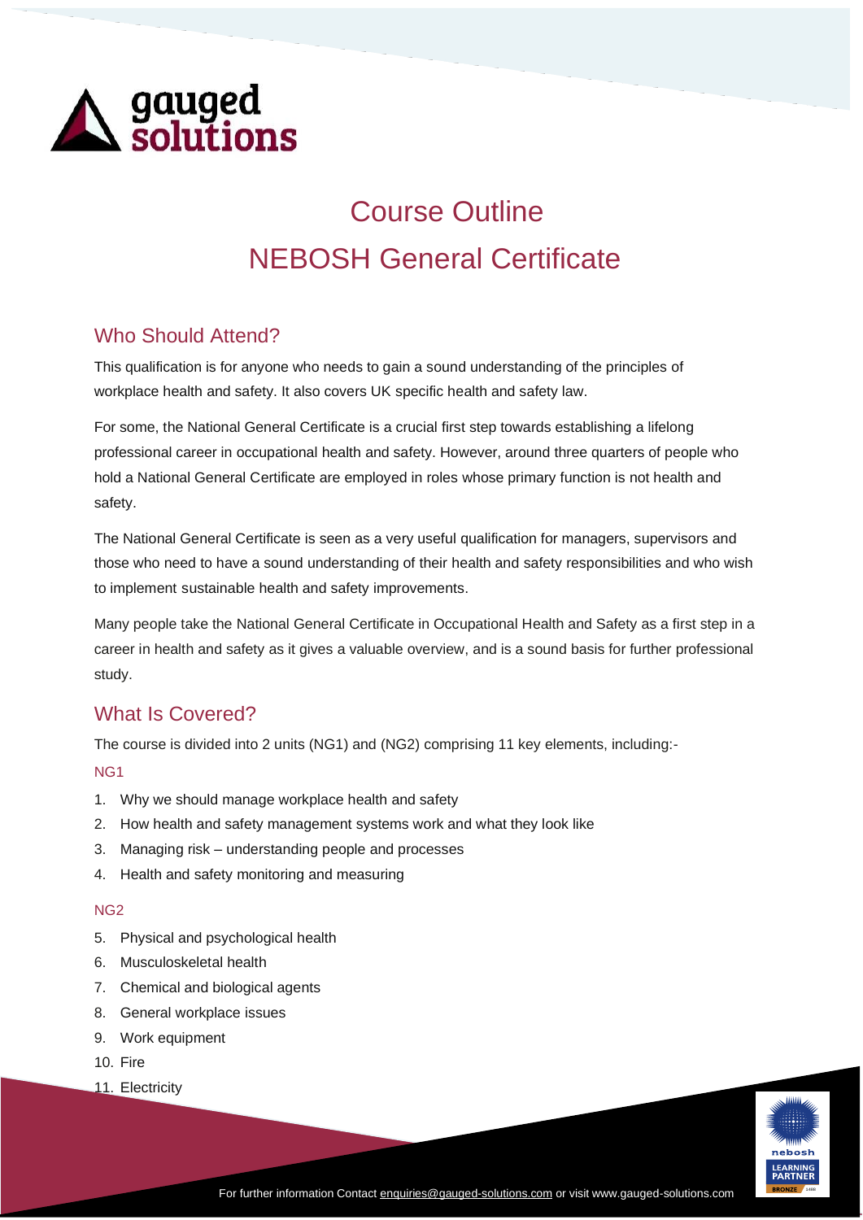# Course Outline

# NEBOSH General Certificate

## Who Should Attend?

This qualification is for anyone who needs to gain a sound understanding of the principles of workplace health and safety. It also covers UK specific health and safety law.

For some, the National General Certificate is a crucial first step towards establishing a lifelong professional career in occupational health and safety. However, around three quarters of people who hold a National General Certificate are employed in roles whose primary function is not health and safety.

The National General Certificate is seen as a very useful qualification for managers, supervisors and those who need to have a sound understanding of their health and safety responsibilities and who wish to implement sustainable health and safety improvements.

Many people take the National General Certificate in Occupational Health and Safety as a first step in a career in health and safety as it gives a valuable overview, and is a sound basis for further professional study.

## What Is Covered?

The course is divided into 2 units (NG1) and (NG2) comprising 11 key elements, including:-

### NG1

1. Why we should manage workplace health and safety
2. How health and safety management systems work and what they look like
3. Managing risk – understanding people and processes
4. Health and safety monitoring and measuring

### NG2

5. Physical and psychological health
6. Musculoskeletal health
7. Chemical and biological agents
8. General workplace issues
9. Work equipment
10. Fire
11. Electricity

For further information Contact enquiries@gauged-solutions.com or visit www.gauged-solutions.com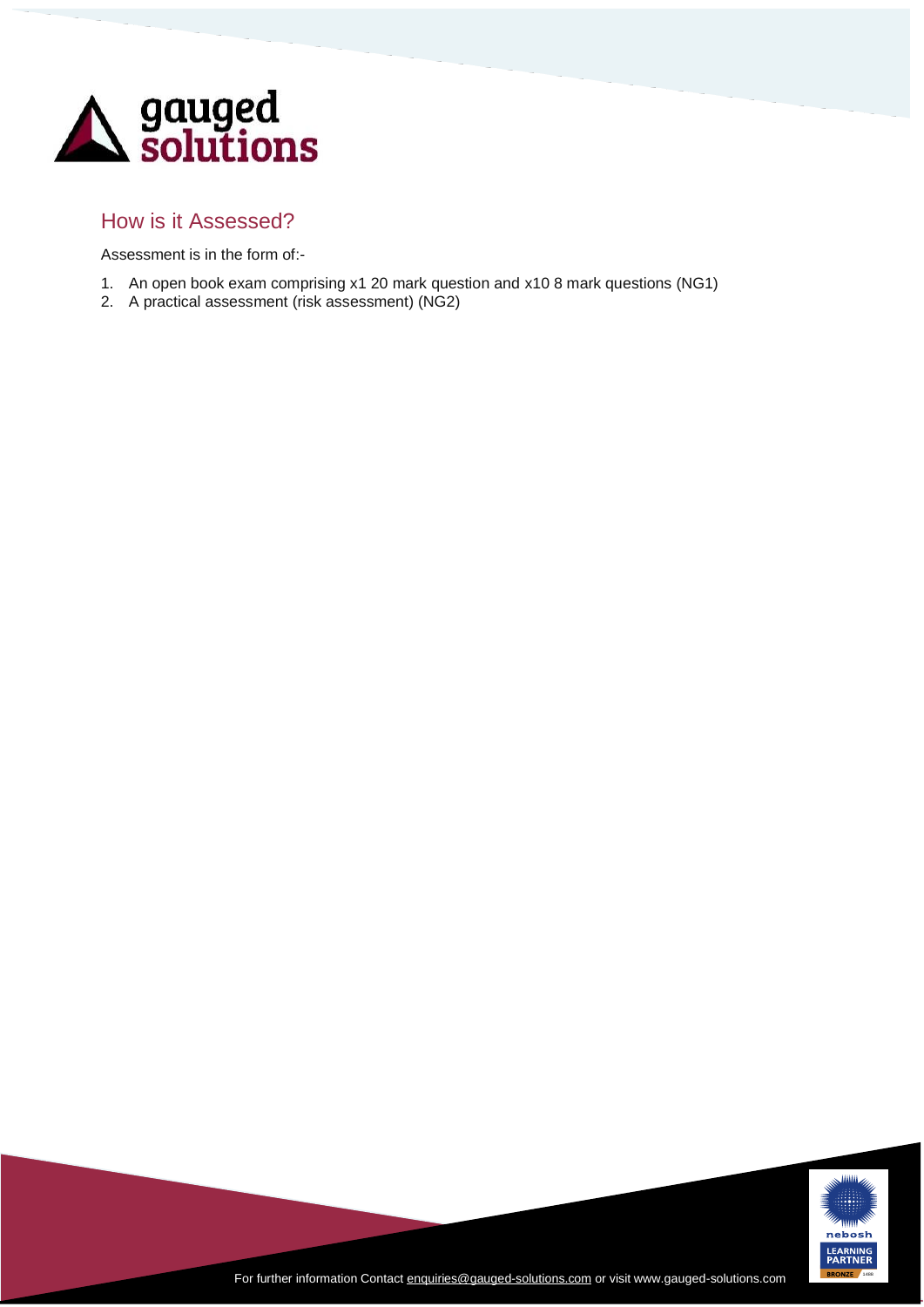## How is it Assessed?

Assessment is in the form of:-

1. An open book exam comprising x1 20 mark question and x10 8 mark questions (NG1)
2. A practical assessment (risk assessment) (NG2)